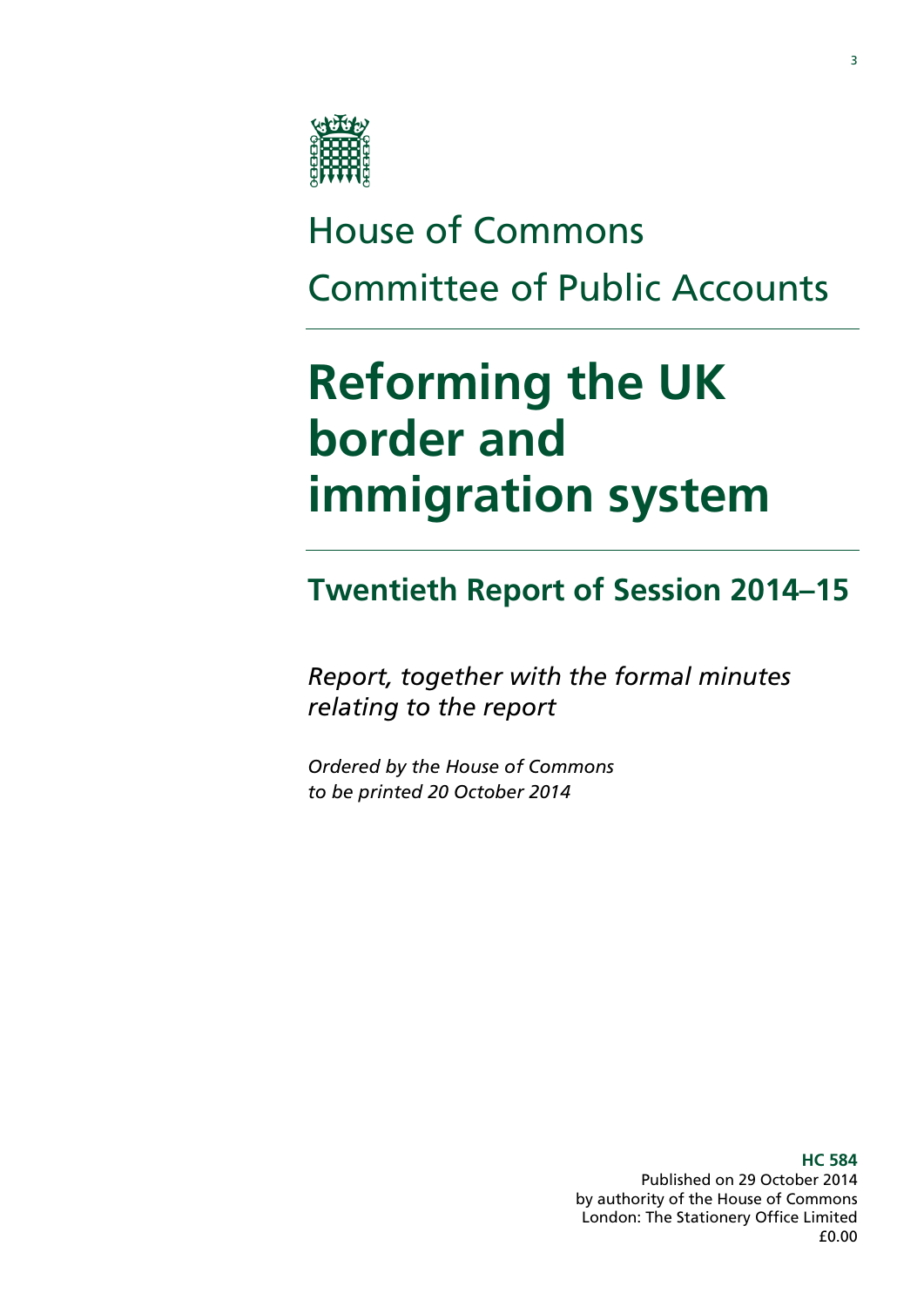House of Commons

Committee of Public Accounts

# Reforming the UK border and immigration system

## Twentieth Report of Session 2014–15

*Report, together with the formal minutes relating to the report*

*Ordered by the House of Commons to be printed 20 October 2014*

**HC 584**
Published on 29 October 2014
by authority of the House of Commons
London: The Stationery Office Limited
£0.00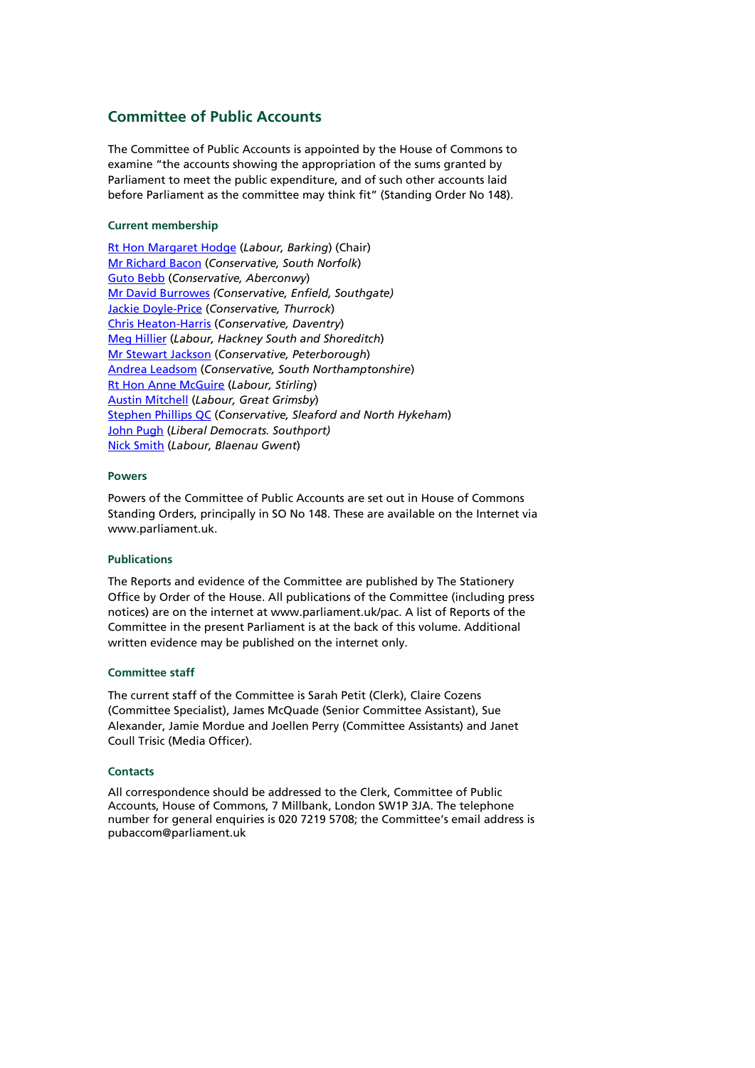## Committee of Public Accounts

The Committee of Public Accounts is appointed by the House of Commons to examine "the accounts showing the appropriation of the sums granted by Parliament to meet the public expenditure, and of such other accounts laid before Parliament as the committee may think fit" (Standing Order No 148).

### Current membership

Rt Hon Margaret Hodge (*Labour, Barking*) (Chair)
Mr Richard Bacon (*Conservative, South Norfolk*)
Guto Bebb (*Conservative, Aberconwy*)
Mr David Burrowes *(Conservative, Enfield, Southgate)*
Jackie Doyle-Price (*Conservative, Thurrock*)
Chris Heaton-Harris (*Conservative, Daventry*)
Meg Hillier (*Labour, Hackney South and Shoreditch*)
Mr Stewart Jackson (*Conservative, Peterborough*)
Andrea Leadsom (*Conservative, South Northamptonshire*)
Rt Hon Anne McGuire (*Labour, Stirling*)
Austin Mitchell (*Labour, Great Grimsby*)
Stephen Phillips QC (*Conservative, Sleaford and North Hykeham*)
John Pugh (*Liberal Democrats. Southport)*
Nick Smith (*Labour, Blaenau Gwent*)

### Powers

Powers of the Committee of Public Accounts are set out in House of Commons Standing Orders, principally in SO No 148. These are available on the Internet via www.parliament.uk.

### Publications

The Reports and evidence of the Committee are published by The Stationery Office by Order of the House. All publications of the Committee (including press notices) are on the internet at www.parliament.uk/pac. A list of Reports of the Committee in the present Parliament is at the back of this volume. Additional written evidence may be published on the internet only.

### Committee staff

The current staff of the Committee is Sarah Petit (Clerk), Claire Cozens (Committee Specialist), James McQuade (Senior Committee Assistant), Sue Alexander, Jamie Mordue and Joellen Perry (Committee Assistants) and Janet Coull Trisic (Media Officer).

### Contacts

All correspondence should be addressed to the Clerk, Committee of Public Accounts, House of Commons, 7 Millbank, London SW1P 3JA. The telephone number for general enquiries is 020 7219 5708; the Committee's email address is pubaccom@parliament.uk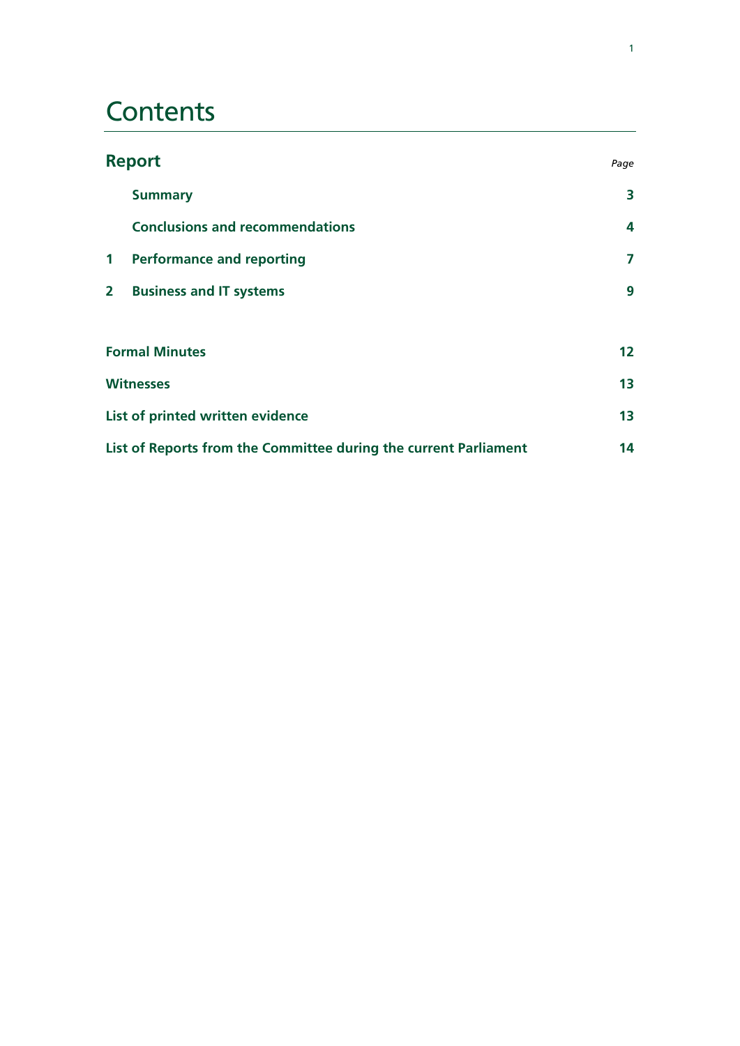# Contents

| Report | | Page |
|---|---|---|
| | **Summary** | **3** |
| | **Conclusions and recommendations** | **4** |
| **1** | **Performance and reporting** | **7** |
| **2** | **Business and IT systems** | **9** |
| **Formal Minutes** | | **12** |
| **Witnesses** | | **13** |
| **List of printed written evidence** | | **13** |
| **List of Reports from the Committee during the current Parliament** | | **14** |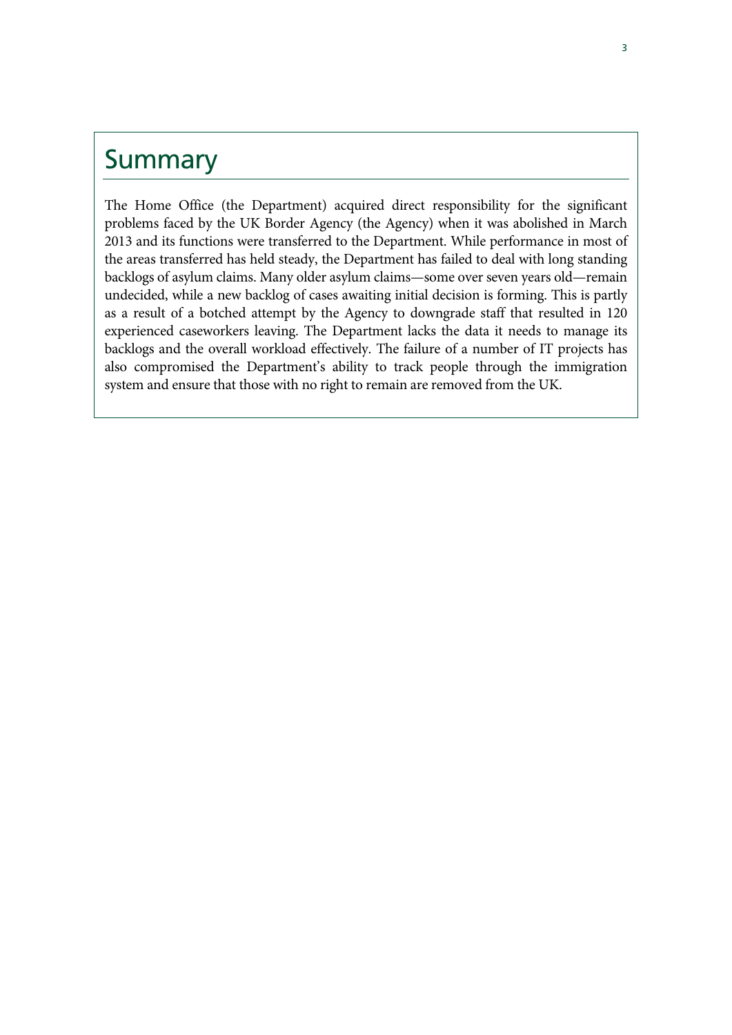## Summary

The Home Office (the Department) acquired direct responsibility for the significant problems faced by the UK Border Agency (the Agency) when it was abolished in March 2013 and its functions were transferred to the Department. While performance in most of the areas transferred has held steady, the Department has failed to deal with long standing backlogs of asylum claims. Many older asylum claims—some over seven years old—remain undecided, while a new backlog of cases awaiting initial decision is forming. This is partly as a result of a botched attempt by the Agency to downgrade staff that resulted in 120 experienced caseworkers leaving. The Department lacks the data it needs to manage its backlogs and the overall workload effectively. The failure of a number of IT projects has also compromised the Department's ability to track people through the immigration system and ensure that those with no right to remain are removed from the UK.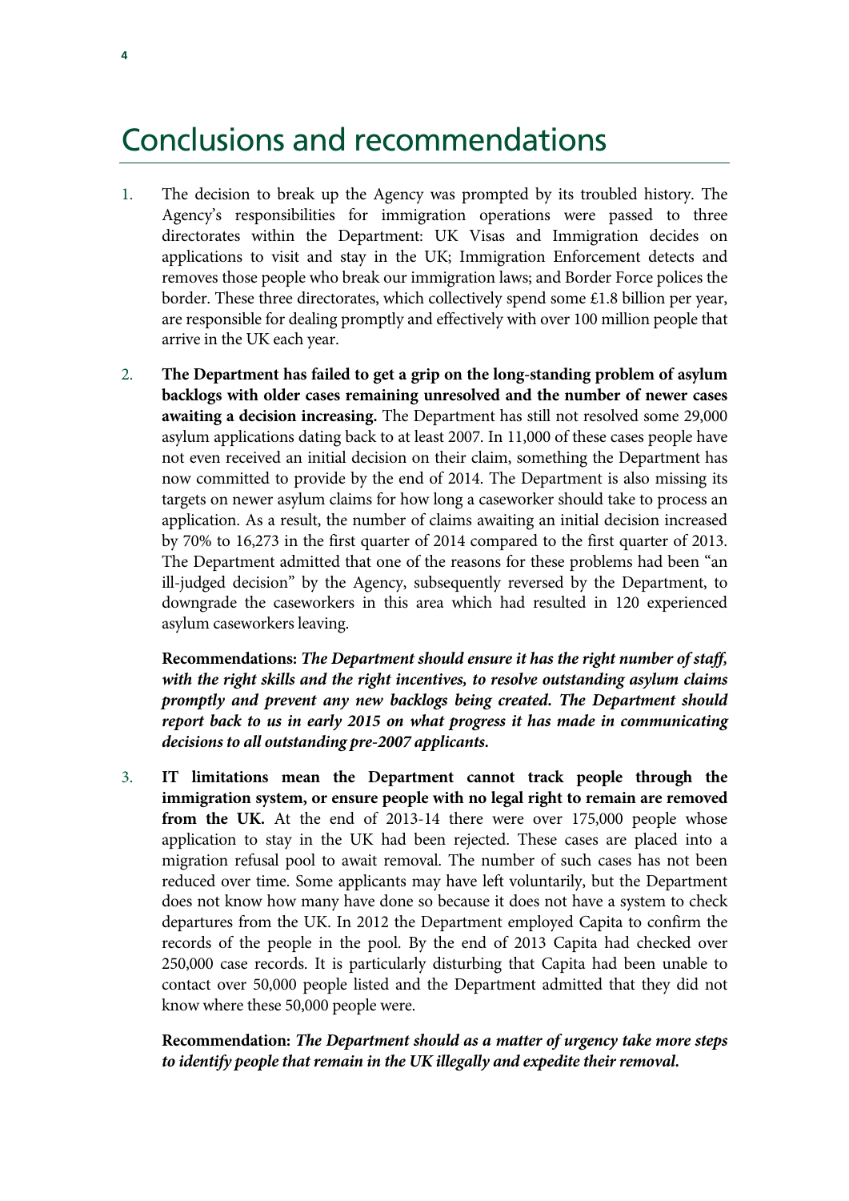# Conclusions and recommendations

1. The decision to break up the Agency was prompted by its troubled history. The Agency's responsibilities for immigration operations were passed to three directorates within the Department: UK Visas and Immigration decides on applications to visit and stay in the UK; Immigration Enforcement detects and removes those people who break our immigration laws; and Border Force polices the border. These three directorates, which collectively spend some £1.8 billion per year, are responsible for dealing promptly and effectively with over 100 million people that arrive in the UK each year.

2. **The Department has failed to get a grip on the long-standing problem of asylum backlogs with older cases remaining unresolved and the number of newer cases awaiting a decision increasing.** The Department has still not resolved some 29,000 asylum applications dating back to at least 2007. In 11,000 of these cases people have not even received an initial decision on their claim, something the Department has now committed to provide by the end of 2014. The Department is also missing its targets on newer asylum claims for how long a caseworker should take to process an application. As a result, the number of claims awaiting an initial decision increased by 70% to 16,273 in the first quarter of 2014 compared to the first quarter of 2013. The Department admitted that one of the reasons for these problems had been "an ill-judged decision" by the Agency, subsequently reversed by the Department, to downgrade the caseworkers in this area which had resulted in 120 experienced asylum caseworkers leaving.

   **Recommendations:** ***The Department should ensure it has the right number of staff, with the right skills and the right incentives, to resolve outstanding asylum claims promptly and prevent any new backlogs being created. The Department should report back to us in early 2015 on what progress it has made in communicating decisions to all outstanding pre-2007 applicants.***

3. **IT limitations mean the Department cannot track people through the immigration system, or ensure people with no legal right to remain are removed from the UK.** At the end of 2013-14 there were over 175,000 people whose application to stay in the UK had been rejected. These cases are placed into a migration refusal pool to await removal. The number of such cases has not been reduced over time. Some applicants may have left voluntarily, but the Department does not know how many have done so because it does not have a system to check departures from the UK. In 2012 the Department employed Capita to confirm the records of the people in the pool. By the end of 2013 Capita had checked over 250,000 case records. It is particularly disturbing that Capita had been unable to contact over 50,000 people listed and the Department admitted that they did not know where these 50,000 people were.

   **Recommendation:** ***The Department should as a matter of urgency take more steps to identify people that remain in the UK illegally and expedite their removal.***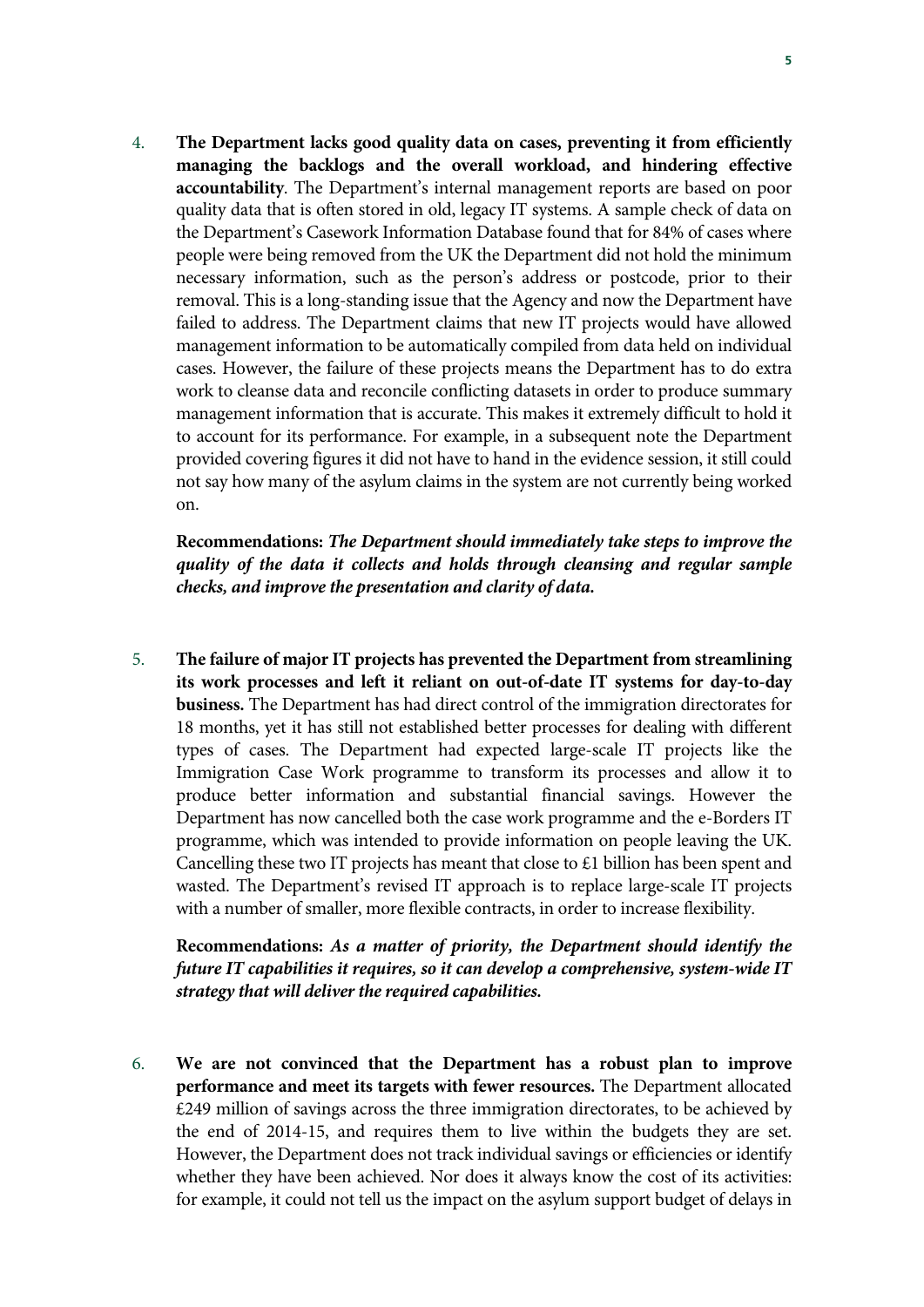4. **The Department lacks good quality data on cases, preventing it from efficiently managing the backlogs and the overall workload, and hindering effective accountability**. The Department's internal management reports are based on poor quality data that is often stored in old, legacy IT systems. A sample check of data on the Department's Casework Information Database found that for 84% of cases where people were being removed from the UK the Department did not hold the minimum necessary information, such as the person's address or postcode, prior to their removal. This is a long-standing issue that the Agency and now the Department have failed to address. The Department claims that new IT projects would have allowed management information to be automatically compiled from data held on individual cases. However, the failure of these projects means the Department has to do extra work to cleanse data and reconcile conflicting datasets in order to produce summary management information that is accurate. This makes it extremely difficult to hold it to account for its performance. For example, in a subsequent note the Department provided covering figures it did not have to hand in the evidence session, it still could not say how many of the asylum claims in the system are not currently being worked on.

   **Recommendations:** ***The Department should immediately take steps to improve the quality of the data it collects and holds through cleansing and regular sample checks, and improve the presentation and clarity of data.***

5. **The failure of major IT projects has prevented the Department from streamlining its work processes and left it reliant on out-of-date IT systems for day-to-day business.** The Department has had direct control of the immigration directorates for 18 months, yet it has still not established better processes for dealing with different types of cases. The Department had expected large-scale IT projects like the Immigration Case Work programme to transform its processes and allow it to produce better information and substantial financial savings. However the Department has now cancelled both the case work programme and the e-Borders IT programme, which was intended to provide information on people leaving the UK. Cancelling these two IT projects has meant that close to £1 billion has been spent and wasted. The Department's revised IT approach is to replace large-scale IT projects with a number of smaller, more flexible contracts, in order to increase flexibility.

   **Recommendations:** ***As a matter of priority, the Department should identify the future IT capabilities it requires, so it can develop a comprehensive, system-wide IT strategy that will deliver the required capabilities.***

6. **We are not convinced that the Department has a robust plan to improve performance and meet its targets with fewer resources.** The Department allocated £249 million of savings across the three immigration directorates, to be achieved by the end of 2014-15, and requires them to live within the budgets they are set. However, the Department does not track individual savings or efficiencies or identify whether they have been achieved. Nor does it always know the cost of its activities: for example, it could not tell us the impact on the asylum support budget of delays in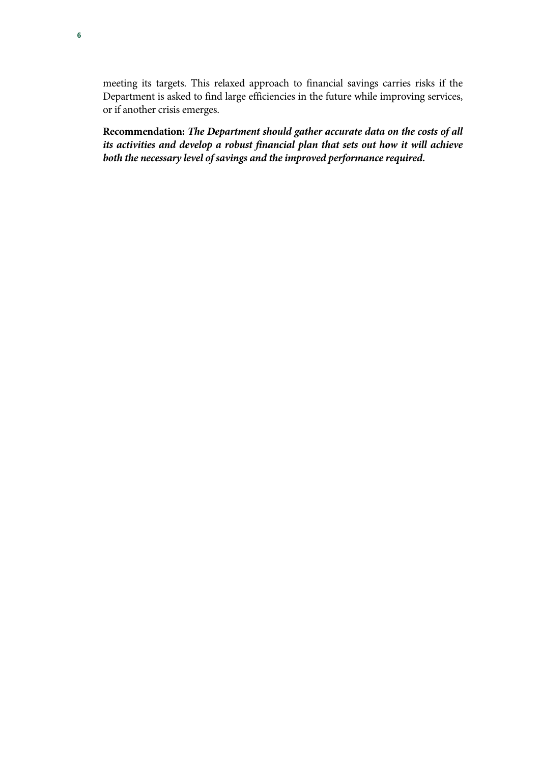meeting its targets. This relaxed approach to financial savings carries risks if the Department is asked to find large efficiencies in the future while improving services, or if another crisis emerges.

**Recommendation:** ***The Department should gather accurate data on the costs of all its activities and develop a robust financial plan that sets out how it will achieve both the necessary level of savings and the improved performance required.***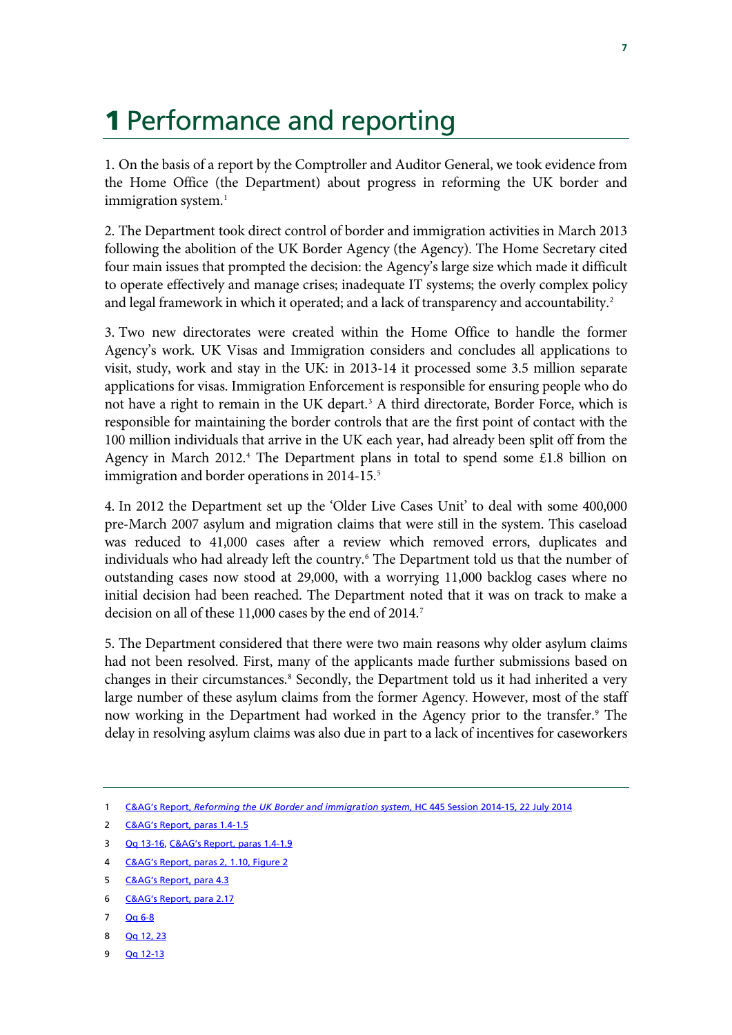# 1 Performance and reporting

1. On the basis of a report by the Comptroller and Auditor General, we took evidence from the Home Office (the Department) about progress in reforming the UK border and immigration system.[1]

2. The Department took direct control of border and immigration activities in March 2013 following the abolition of the UK Border Agency (the Agency). The Home Secretary cited four main issues that prompted the decision: the Agency's large size which made it difficult to operate effectively and manage crises; inadequate IT systems; the overly complex policy and legal framework in which it operated; and a lack of transparency and accountability.[2]

3. Two new directorates were created within the Home Office to handle the former Agency's work. UK Visas and Immigration considers and concludes all applications to visit, study, work and stay in the UK: in 2013-14 it processed some 3.5 million separate applications for visas. Immigration Enforcement is responsible for ensuring people who do not have a right to remain in the UK depart.[3] A third directorate, Border Force, which is responsible for maintaining the border controls that are the first point of contact with the 100 million individuals that arrive in the UK each year, had already been split off from the Agency in March 2012.[4] The Department plans in total to spend some £1.8 billion on immigration and border operations in 2014-15.[5]

4. In 2012 the Department set up the 'Older Live Cases Unit' to deal with some 400,000 pre-March 2007 asylum and migration claims that were still in the system. This caseload was reduced to 41,000 cases after a review which removed errors, duplicates and individuals who had already left the country.[6] The Department told us that the number of outstanding cases now stood at 29,000, with a worrying 11,000 backlog cases where no initial decision had been reached. The Department noted that it was on track to make a decision on all of these 11,000 cases by the end of 2014.[7]

5. The Department considered that there were two main reasons why older asylum claims had not been resolved. First, many of the applicants made further submissions based on changes in their circumstances.[8] Secondly, the Department told us it had inherited a very large number of these asylum claims from the former Agency. However, most of the staff now working in the Department had worked in the Agency prior to the transfer.[9] The delay in resolving asylum claims was also due in part to a lack of incentives for caseworkers

1 C&AG's Report, *Reforming the UK Border and immigration system*, HC 445 Session 2014-15, 22 July 2014

2 C&AG's Report, paras 1.4-1.5

3 Qq 13-16, C&AG's Report, paras 1.4-1.9

4 C&AG's Report, paras 2, 1.10, Figure 2

5 C&AG's Report, para 4.3

6 C&AG's Report, para 2.17

7 Qq 6-8

8 Qq 12, 23

9 Qq 12-13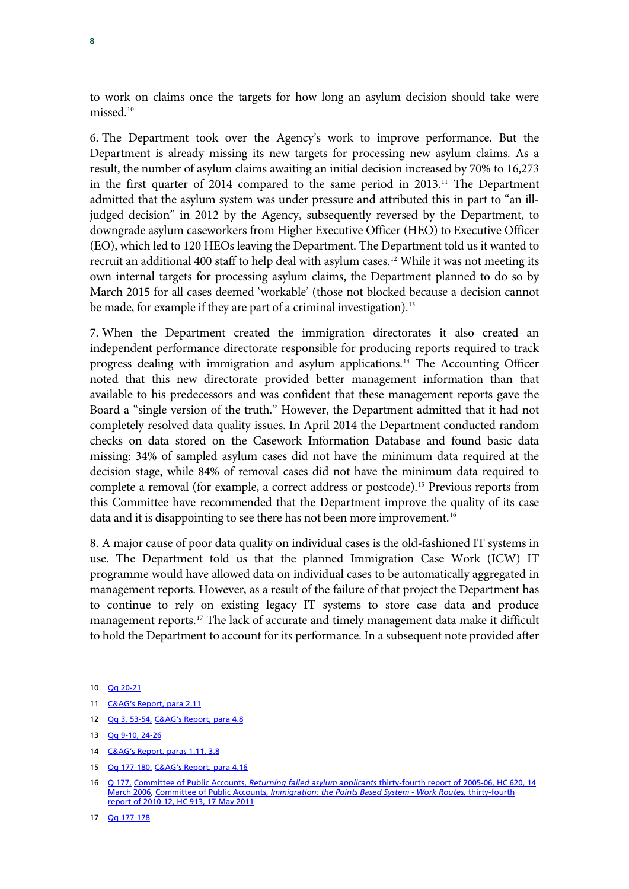to work on claims once the targets for how long an asylum decision should take were missed.[10]

6. The Department took over the Agency's work to improve performance. But the Department is already missing its new targets for processing new asylum claims. As a result, the number of asylum claims awaiting an initial decision increased by 70% to 16,273 in the first quarter of 2014 compared to the same period in 2013.[11] The Department admitted that the asylum system was under pressure and attributed this in part to "an ill-judged decision" in 2012 by the Agency, subsequently reversed by the Department, to downgrade asylum caseworkers from Higher Executive Officer (HEO) to Executive Officer (EO), which led to 120 HEOs leaving the Department. The Department told us it wanted to recruit an additional 400 staff to help deal with asylum cases.[12] While it was not meeting its own internal targets for processing asylum claims, the Department planned to do so by March 2015 for all cases deemed 'workable' (those not blocked because a decision cannot be made, for example if they are part of a criminal investigation).[13]

7. When the Department created the immigration directorates it also created an independent performance directorate responsible for producing reports required to track progress dealing with immigration and asylum applications.[14] The Accounting Officer noted that this new directorate provided better management information than that available to his predecessors and was confident that these management reports gave the Board a "single version of the truth." However, the Department admitted that it had not completely resolved data quality issues. In April 2014 the Department conducted random checks on data stored on the Casework Information Database and found basic data missing: 34% of sampled asylum cases did not have the minimum data required at the decision stage, while 84% of removal cases did not have the minimum data required to complete a removal (for example, a correct address or postcode).[15] Previous reports from this Committee have recommended that the Department improve the quality of its case data and it is disappointing to see there has not been more improvement.[16]

8. A major cause of poor data quality on individual cases is the old-fashioned IT systems in use. The Department told us that the planned Immigration Case Work (ICW) IT programme would have allowed data on individual cases to be automatically aggregated in management reports. However, as a result of the failure of that project the Department has to continue to rely on existing legacy IT systems to store case data and produce management reports.[17] The lack of accurate and timely management data make it difficult to hold the Department to account for its performance. In a subsequent note provided after

---

10 Qq 20-21

11 C&AG's Report, para 2.11

12 Qq 3, 53-54, C&AG's Report, para 4.8

13 Qq 9-10, 24-26

14 C&AG's Report, paras 1.11, 3.8

15 Qq 177-180, C&AG's Report, para 4.16

16 Q 177, Committee of Public Accounts, *Returning failed asylum applicants* thirty-fourth report of 2005-06, HC 620, 14 March 2006, Committee of Public Accounts, *Immigration: the Points Based System - Work Routes,* thirty-fourth report of 2010-12, HC 913, 17 May 2011

17 Qq 177-178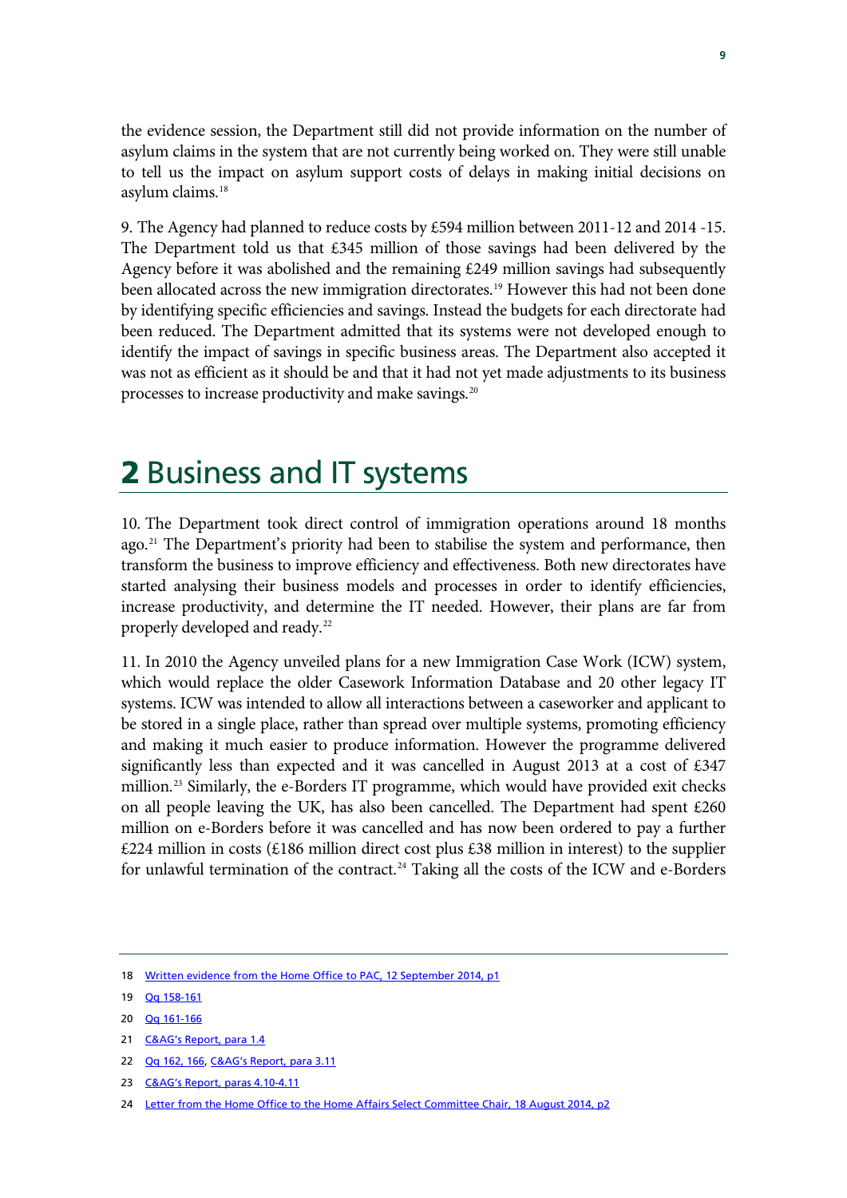the evidence session, the Department still did not provide information on the number of asylum claims in the system that are not currently being worked on. They were still unable to tell us the impact on asylum support costs of delays in making initial decisions on asylum claims.[18]

9. The Agency had planned to reduce costs by £594 million between 2011-12 and 2014 -15. The Department told us that £345 million of those savings had been delivered by the Agency before it was abolished and the remaining £249 million savings had subsequently been allocated across the new immigration directorates.[19] However this had not been done by identifying specific efficiencies and savings. Instead the budgets for each directorate had been reduced. The Department admitted that its systems were not developed enough to identify the impact of savings in specific business areas. The Department also accepted it was not as efficient as it should be and that it had not yet made adjustments to its business processes to increase productivity and make savings.[20]

# 2 Business and IT systems

10. The Department took direct control of immigration operations around 18 months ago.[21] The Department's priority had been to stabilise the system and performance, then transform the business to improve efficiency and effectiveness. Both new directorates have started analysing their business models and processes in order to identify efficiencies, increase productivity, and determine the IT needed. However, their plans are far from properly developed and ready.[22]

11. In 2010 the Agency unveiled plans for a new Immigration Case Work (ICW) system, which would replace the older Casework Information Database and 20 other legacy IT systems. ICW was intended to allow all interactions between a caseworker and applicant to be stored in a single place, rather than spread over multiple systems, promoting efficiency and making it much easier to produce information. However the programme delivered significantly less than expected and it was cancelled in August 2013 at a cost of £347 million.[23] Similarly, the e-Borders IT programme, which would have provided exit checks on all people leaving the UK, has also been cancelled. The Department had spent £260 million on e-Borders before it was cancelled and has now been ordered to pay a further £224 million in costs (£186 million direct cost plus £38 million in interest) to the supplier for unlawful termination of the contract.[24] Taking all the costs of the ICW and e-Borders

---

18 Written evidence from the Home Office to PAC, 12 September 2014, p1

19 Qq 158-161

20 Qq 161-166

21 C&AG's Report, para 1.4

22 Qq 162, 166, C&AG's Report, para 3.11

23 C&AG's Report, paras 4.10-4.11

24 Letter from the Home Office to the Home Affairs Select Committee Chair, 18 August 2014, p2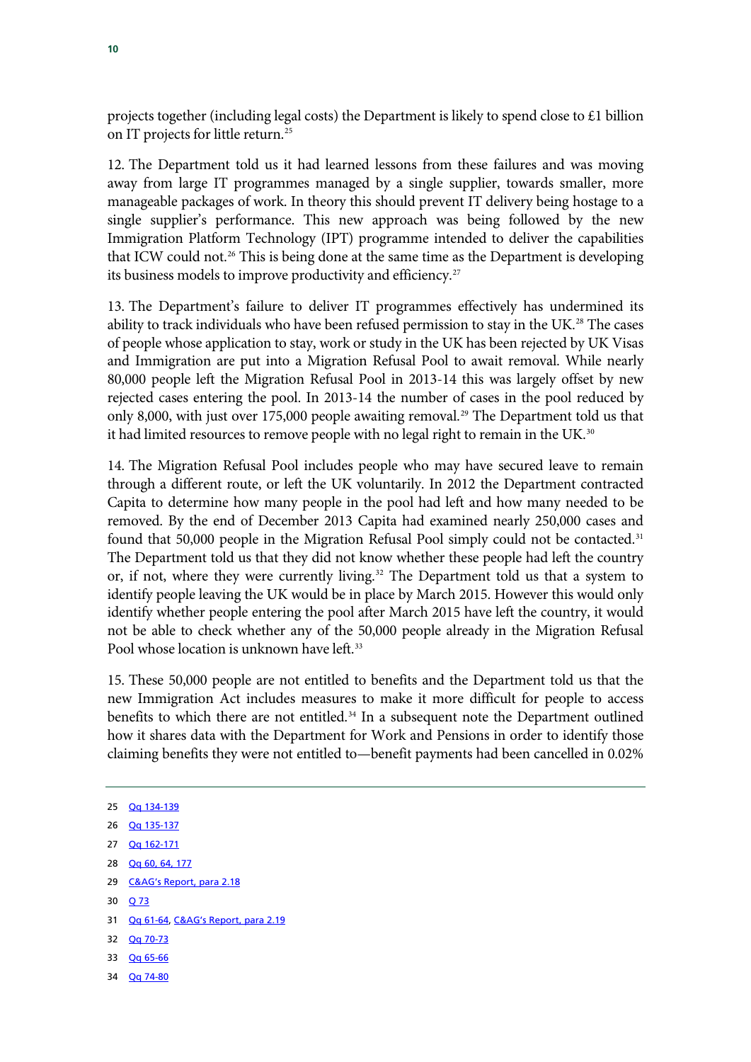projects together (including legal costs) the Department is likely to spend close to £1 billion on IT projects for little return.[25]

12. The Department told us it had learned lessons from these failures and was moving away from large IT programmes managed by a single supplier, towards smaller, more manageable packages of work. In theory this should prevent IT delivery being hostage to a single supplier's performance. This new approach was being followed by the new Immigration Platform Technology (IPT) programme intended to deliver the capabilities that ICW could not.[26] This is being done at the same time as the Department is developing its business models to improve productivity and efficiency.[27]

13. The Department's failure to deliver IT programmes effectively has undermined its ability to track individuals who have been refused permission to stay in the UK.[28] The cases of people whose application to stay, work or study in the UK has been rejected by UK Visas and Immigration are put into a Migration Refusal Pool to await removal. While nearly 80,000 people left the Migration Refusal Pool in 2013-14 this was largely offset by new rejected cases entering the pool. In 2013-14 the number of cases in the pool reduced by only 8,000, with just over 175,000 people awaiting removal.[29] The Department told us that it had limited resources to remove people with no legal right to remain in the UK.[30]

14. The Migration Refusal Pool includes people who may have secured leave to remain through a different route, or left the UK voluntarily. In 2012 the Department contracted Capita to determine how many people in the pool had left and how many needed to be removed. By the end of December 2013 Capita had examined nearly 250,000 cases and found that 50,000 people in the Migration Refusal Pool simply could not be contacted.[31] The Department told us that they did not know whether these people had left the country or, if not, where they were currently living.[32] The Department told us that a system to identify people leaving the UK would be in place by March 2015. However this would only identify whether people entering the pool after March 2015 have left the country, it would not be able to check whether any of the 50,000 people already in the Migration Refusal Pool whose location is unknown have left.[33]

15. These 50,000 people are not entitled to benefits and the Department told us that the new Immigration Act includes measures to make it more difficult for people to access benefits to which there are not entitled.[34] In a subsequent note the Department outlined how it shares data with the Department for Work and Pensions in order to identify those claiming benefits they were not entitled to—benefit payments had been cancelled in 0.02%

---

25 Qq 134-139

26 Qq 135-137

27 Qq 162-171

28 Qq 60, 64, 177

29 C&AG's Report, para 2.18

30 Q 73

31 Qq 61-64, C&AG's Report, para 2.19

32 Qq 70-73

33 Qq 65-66

34 Qq 74-80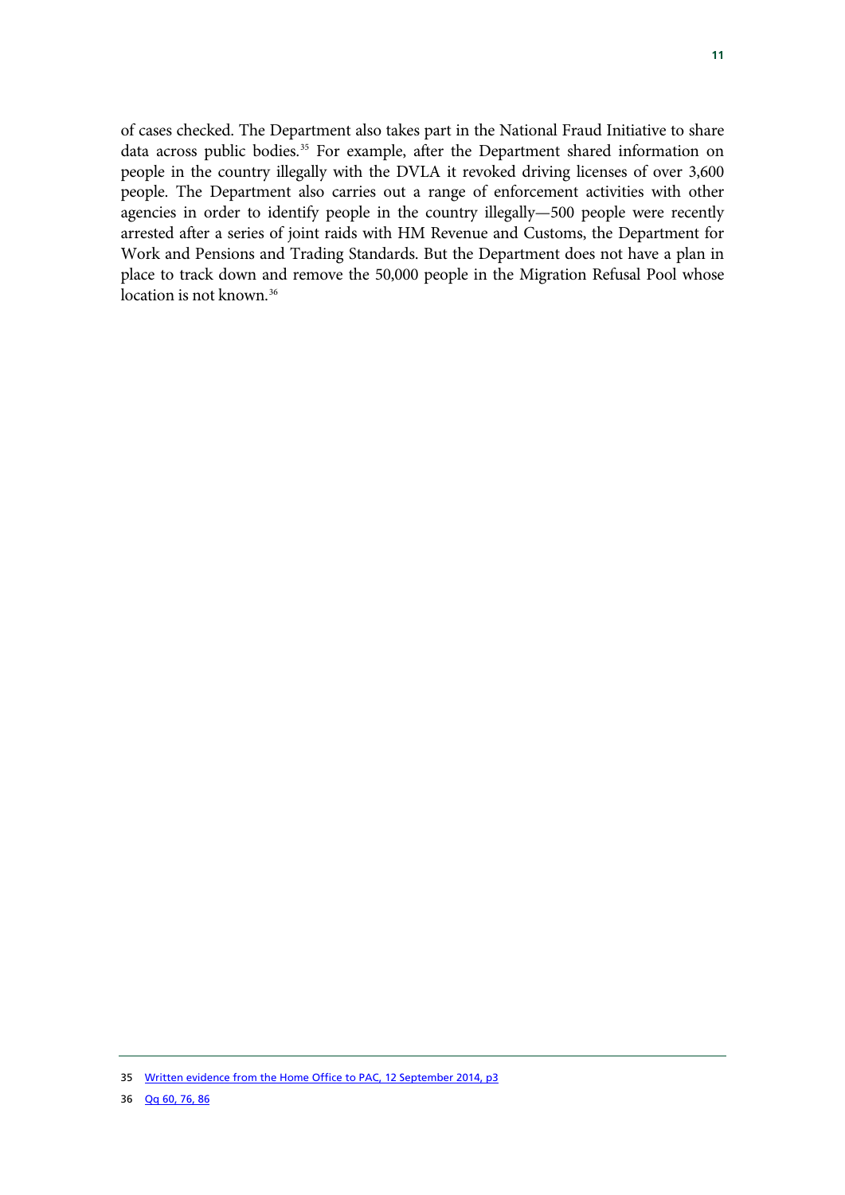of cases checked. The Department also takes part in the National Fraud Initiative to share data across public bodies.[35] For example, after the Department shared information on people in the country illegally with the DVLA it revoked driving licenses of over 3,600 people. The Department also carries out a range of enforcement activities with other agencies in order to identify people in the country illegally—500 people were recently arrested after a series of joint raids with HM Revenue and Customs, the Department for Work and Pensions and Trading Standards. But the Department does not have a plan in place to track down and remove the 50,000 people in the Migration Refusal Pool whose location is not known.[36]

---

35 Written evidence from the Home Office to PAC, 12 September 2014, p3

36 Qq 60, 76, 86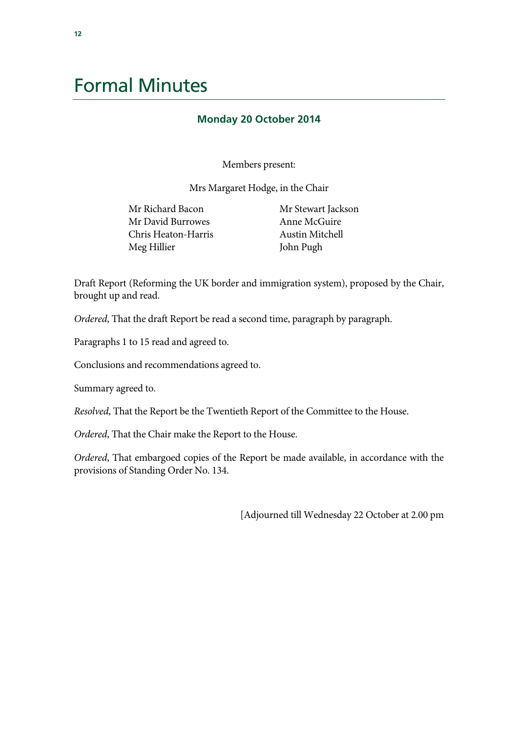# Formal Minutes

### Monday 20 October 2014

Members present:

Mrs Margaret Hodge, in the Chair

Mr Richard Bacon
Mr David Burrowes
Chris Heaton-Harris
Meg Hillier
Mr Stewart Jackson
Anne McGuire
Austin Mitchell
John Pugh

Draft Report (Reforming the UK border and immigration system), proposed by the Chair, brought up and read.

*Ordered*, That the draft Report be read a second time, paragraph by paragraph.

Paragraphs 1 to 15 read and agreed to.

Conclusions and recommendations agreed to.

Summary agreed to.

*Resolved*, That the Report be the Twentieth Report of the Committee to the House.

*Ordered*, That the Chair make the Report to the House.

*Ordered*, That embargoed copies of the Report be made available, in accordance with the provisions of Standing Order No. 134.

[Adjourned till Wednesday 22 October at 2.00 pm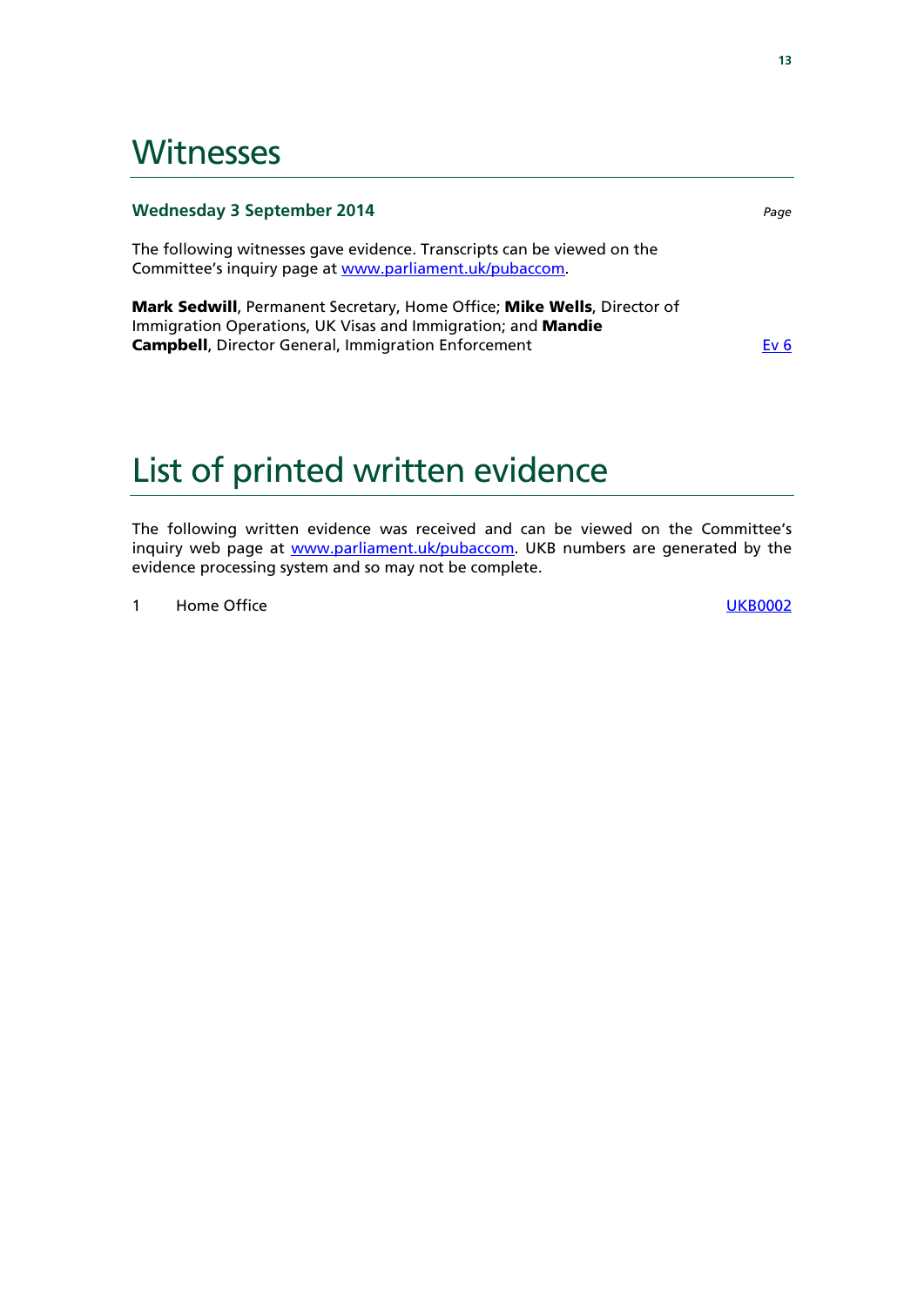# Witnesses

**Wednesday 3 September 2014** *Page*

The following witnesses gave evidence. Transcripts can be viewed on the Committee's inquiry page at www.parliament.uk/pubaccom.

**Mark Sedwill**, Permanent Secretary, Home Office; **Mike Wells**, Director of Immigration Operations, UK Visas and Immigration; and **Mandie Campbell**, Director General, Immigration Enforcement — Ev 6

# List of printed written evidence

The following written evidence was received and can be viewed on the Committee's inquiry web page at www.parliament.uk/pubaccom. UKB numbers are generated by the evidence processing system and so may not be complete.

1 Home Office — UKB0002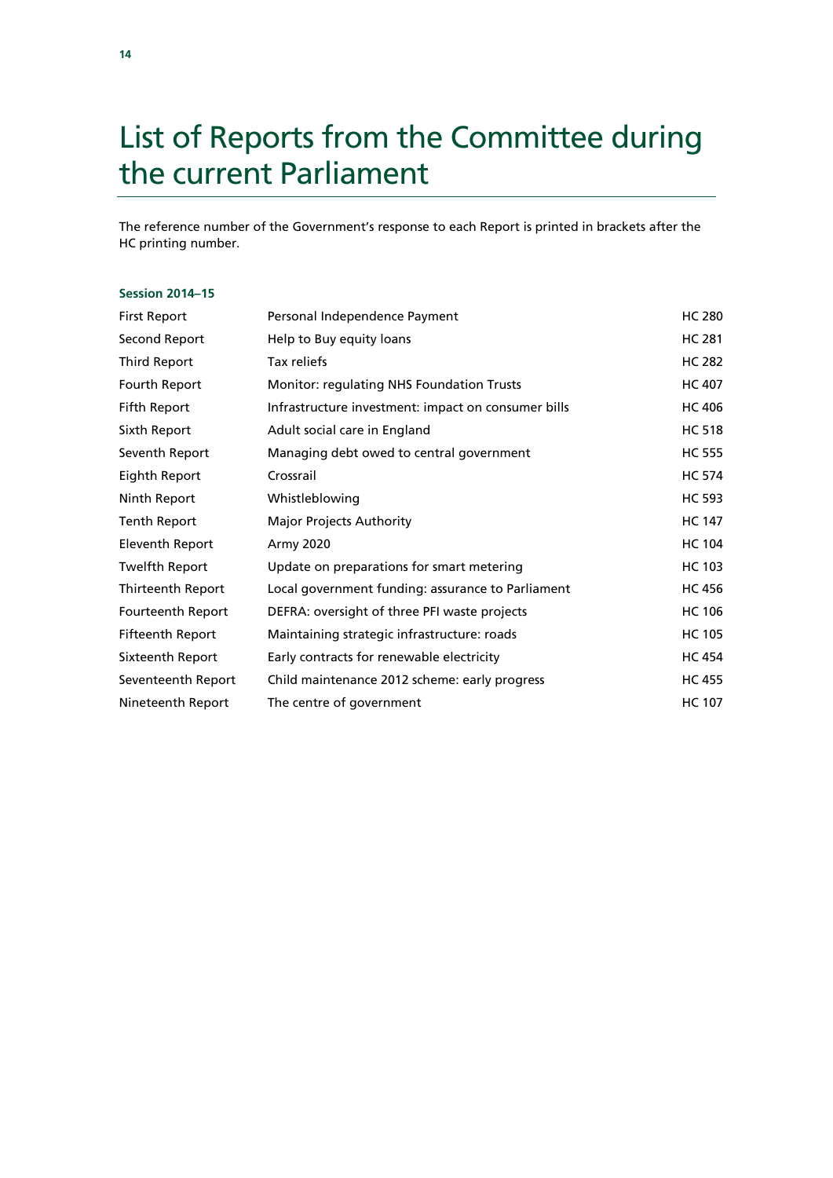# List of Reports from the Committee during the current Parliament

The reference number of the Government's response to each Report is printed in brackets after the HC printing number.

**Session 2014–15**

| | | |
|---|---|---|
| First Report | Personal Independence Payment | HC 280 |
| Second Report | Help to Buy equity loans | HC 281 |
| Third Report | Tax reliefs | HC 282 |
| Fourth Report | Monitor: regulating NHS Foundation Trusts | HC 407 |
| Fifth Report | Infrastructure investment: impact on consumer bills | HC 406 |
| Sixth Report | Adult social care in England | HC 518 |
| Seventh Report | Managing debt owed to central government | HC 555 |
| Eighth Report | Crossrail | HC 574 |
| Ninth Report | Whistleblowing | HC 593 |
| Tenth Report | Major Projects Authority | HC 147 |
| Eleventh Report | Army 2020 | HC 104 |
| Twelfth Report | Update on preparations for smart metering | HC 103 |
| Thirteenth Report | Local government funding: assurance to Parliament | HC 456 |
| Fourteenth Report | DEFRA: oversight of three PFI waste projects | HC 106 |
| Fifteenth Report | Maintaining strategic infrastructure: roads | HC 105 |
| Sixteenth Report | Early contracts for renewable electricity | HC 454 |
| Seventeenth Report | Child maintenance 2012 scheme: early progress | HC 455 |
| Nineteenth Report | The centre of government | HC 107 |